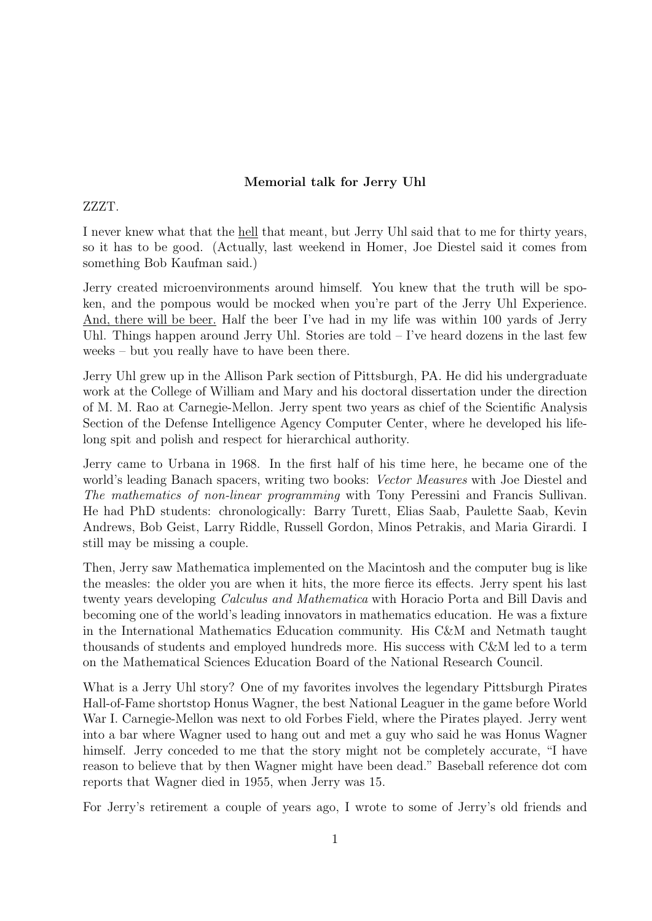**Memorial talk for Jerry Uhl**

ZZZT.

I never knew what that the <u>hell</u> that meant, but Jerry Uhl said that to me for thirty years, so it has to be good. (Actually, last weekend in Homer, Joe Diestel said it comes from something Bob Kaufman said.)

Jerry created microenvironments around himself. You knew that the truth will be spoken, and the pompous would be mocked when you're part of the Jerry Uhl Experience. <u>And, there will be beer.</u> Half the beer I've had in my life was within 100 yards of Jerry Uhl. Things happen around Jerry Uhl. Stories are told – I've heard dozens in the last few weeks – but you really have to have been there.

Jerry Uhl grew up in the Allison Park section of Pittsburgh, PA. He did his undergraduate work at the College of William and Mary and his doctoral dissertation under the direction of M. M. Rao at Carnegie-Mellon. Jerry spent two years as chief of the Scientific Analysis Section of the Defense Intelligence Agency Computer Center, where he developed his lifelong spit and polish and respect for hierarchical authority.

Jerry came to Urbana in 1968. In the first half of his time here, he became one of the world's leading Banach spacers, writing two books: *Vector Measures* with Joe Diestel and *The mathematics of non-linear programming* with Tony Peressini and Francis Sullivan. He had PhD students: chronologically: Barry Turett, Elias Saab, Paulette Saab, Kevin Andrews, Bob Geist, Larry Riddle, Russell Gordon, Minos Petrakis, and Maria Girardi. I still may be missing a couple.

Then, Jerry saw Mathematica implemented on the Macintosh and the computer bug is like the measles: the older you are when it hits, the more fierce its effects. Jerry spent his last twenty years developing *Calculus and Mathematica* with Horacio Porta and Bill Davis and becoming one of the world's leading innovators in mathematics education. He was a fixture in the International Mathematics Education community. His C&M and Netmath taught thousands of students and employed hundreds more. His success with C&M led to a term on the Mathematical Sciences Education Board of the National Research Council.

What is a Jerry Uhl story? One of my favorites involves the legendary Pittsburgh Pirates Hall-of-Fame shortstop Honus Wagner, the best National Leaguer in the game before World War I. Carnegie-Mellon was next to old Forbes Field, where the Pirates played. Jerry went into a bar where Wagner used to hang out and met a guy who said he was Honus Wagner himself. Jerry conceded to me that the story might not be completely accurate, "I have reason to believe that by then Wagner might have been dead." Baseball reference dot com reports that Wagner died in 1955, when Jerry was 15.

For Jerry's retirement a couple of years ago, I wrote to some of Jerry's old friends and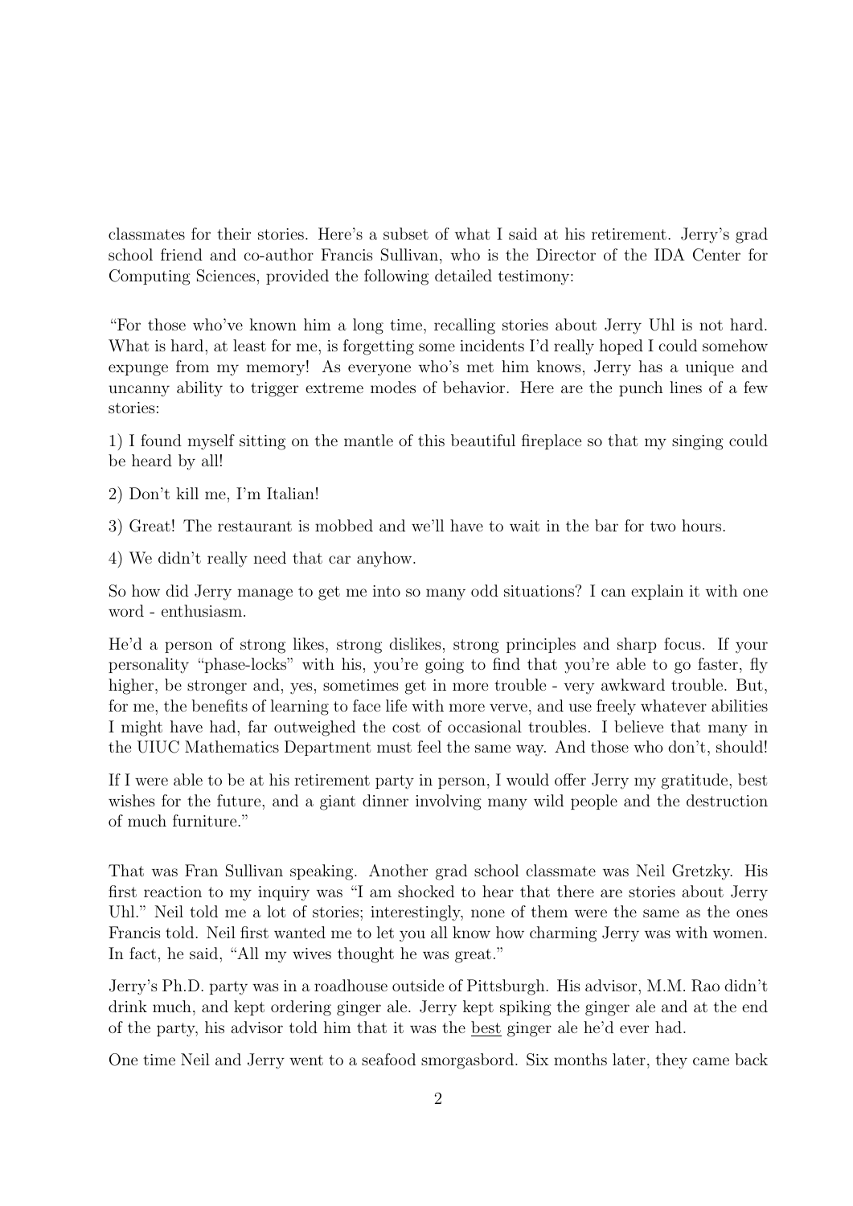classmates for their stories. Here's a subset of what I said at his retirement. Jerry's grad school friend and co-author Francis Sullivan, who is the Director of the IDA Center for Computing Sciences, provided the following detailed testimony:

"For those who've known him a long time, recalling stories about Jerry Uhl is not hard. What is hard, at least for me, is forgetting some incidents I'd really hoped I could somehow expunge from my memory! As everyone who's met him knows, Jerry has a unique and uncanny ability to trigger extreme modes of behavior. Here are the punch lines of a few stories:

1) I found myself sitting on the mantle of this beautiful fireplace so that my singing could be heard by all!

2) Don't kill me, I'm Italian!

3) Great! The restaurant is mobbed and we'll have to wait in the bar for two hours.

4) We didn't really need that car anyhow.

So how did Jerry manage to get me into so many odd situations? I can explain it with one word - enthusiasm.

He'd a person of strong likes, strong dislikes, strong principles and sharp focus. If your personality "phase-locks" with his, you're going to find that you're able to go faster, fly higher, be stronger and, yes, sometimes get in more trouble - very awkward trouble. But, for me, the benefits of learning to face life with more verve, and use freely whatever abilities I might have had, far outweighed the cost of occasional troubles. I believe that many in the UIUC Mathematics Department must feel the same way. And those who don't, should!

If I were able to be at his retirement party in person, I would offer Jerry my gratitude, best wishes for the future, and a giant dinner involving many wild people and the destruction of much furniture."

That was Fran Sullivan speaking. Another grad school classmate was Neil Gretzky. His first reaction to my inquiry was "I am shocked to hear that there are stories about Jerry Uhl." Neil told me a lot of stories; interestingly, none of them were the same as the ones Francis told. Neil first wanted me to let you all know how charming Jerry was with women. In fact, he said, "All my wives thought he was great."

Jerry's Ph.D. party was in a roadhouse outside of Pittsburgh. His advisor, M.M. Rao didn't drink much, and kept ordering ginger ale. Jerry kept spiking the ginger ale and at the end of the party, his advisor told him that it was the <u>best</u> ginger ale he'd ever had.

One time Neil and Jerry went to a seafood smorgasbord. Six months later, they came back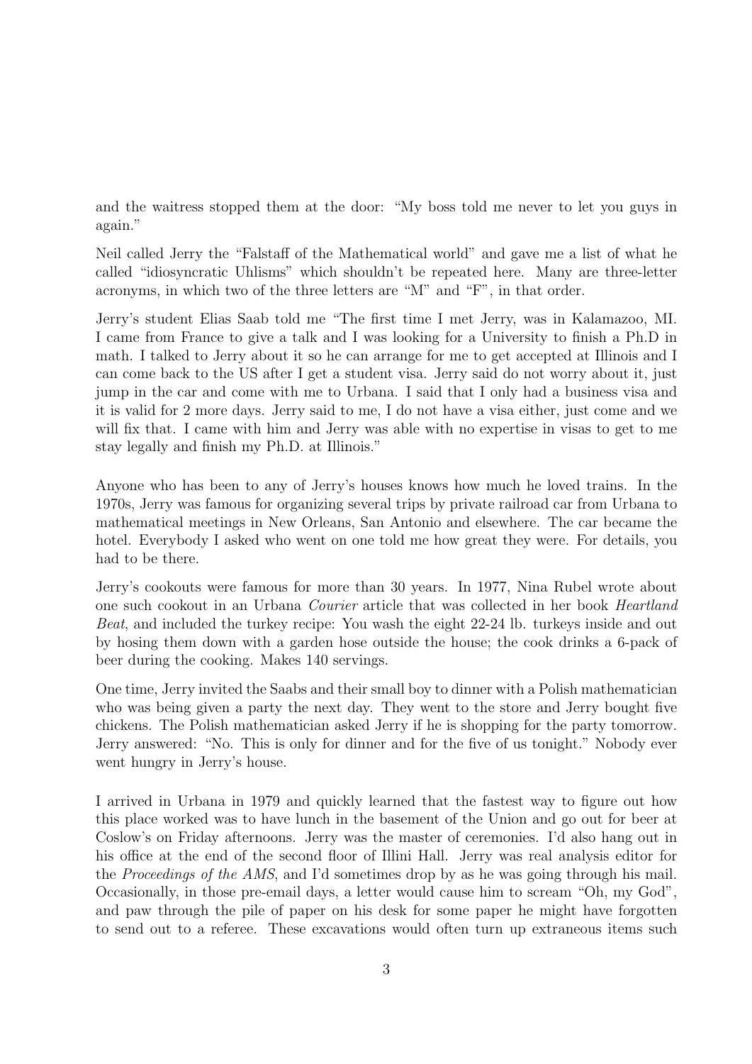and the waitress stopped them at the door: "My boss told me never to let you guys in again."

Neil called Jerry the "Falstaff of the Mathematical world" and gave me a list of what he called "idiosyncratic Uhlisms" which shouldn't be repeated here. Many are three-letter acronyms, in which two of the three letters are "M" and "F", in that order.

Jerry's student Elias Saab told me "The first time I met Jerry, was in Kalamazoo, MI. I came from France to give a talk and I was looking for a University to finish a Ph.D in math. I talked to Jerry about it so he can arrange for me to get accepted at Illinois and I can come back to the US after I get a student visa. Jerry said do not worry about it, just jump in the car and come with me to Urbana. I said that I only had a business visa and it is valid for 2 more days. Jerry said to me, I do not have a visa either, just come and we will fix that. I came with him and Jerry was able with no expertise in visas to get to me stay legally and finish my Ph.D. at Illinois."

Anyone who has been to any of Jerry's houses knows how much he loved trains. In the 1970s, Jerry was famous for organizing several trips by private railroad car from Urbana to mathematical meetings in New Orleans, San Antonio and elsewhere. The car became the hotel. Everybody I asked who went on one told me how great they were. For details, you had to be there.

Jerry's cookouts were famous for more than 30 years. In 1977, Nina Rubel wrote about one such cookout in an Urbana *Courier* article that was collected in her book *Heartland Beat*, and included the turkey recipe: You wash the eight 22-24 lb. turkeys inside and out by hosing them down with a garden hose outside the house; the cook drinks a 6-pack of beer during the cooking. Makes 140 servings.

One time, Jerry invited the Saabs and their small boy to dinner with a Polish mathematician who was being given a party the next day. They went to the store and Jerry bought five chickens. The Polish mathematician asked Jerry if he is shopping for the party tomorrow. Jerry answered: "No. This is only for dinner and for the five of us tonight." Nobody ever went hungry in Jerry's house.

I arrived in Urbana in 1979 and quickly learned that the fastest way to figure out how this place worked was to have lunch in the basement of the Union and go out for beer at Coslow's on Friday afternoons. Jerry was the master of ceremonies. I'd also hang out in his office at the end of the second floor of Illini Hall. Jerry was real analysis editor for the *Proceedings of the AMS*, and I'd sometimes drop by as he was going through his mail. Occasionally, in those pre-email days, a letter would cause him to scream "Oh, my God", and paw through the pile of paper on his desk for some paper he might have forgotten to send out to a referee. These excavations would often turn up extraneous items such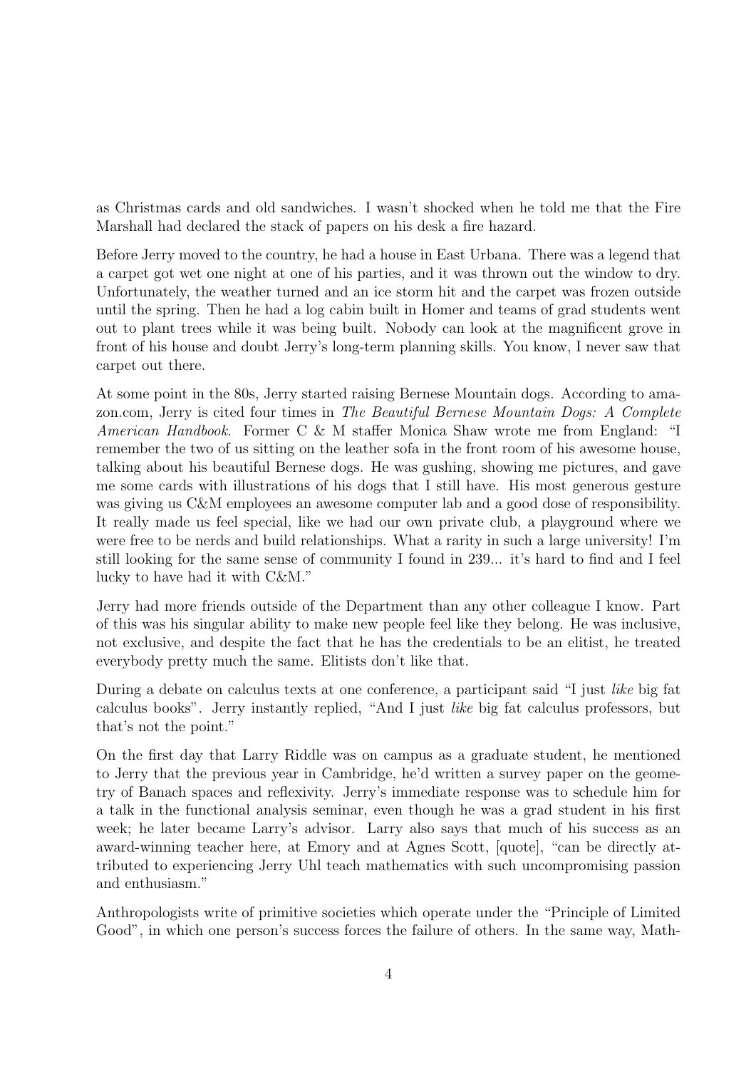as Christmas cards and old sandwiches. I wasn't shocked when he told me that the Fire Marshall had declared the stack of papers on his desk a fire hazard.

Before Jerry moved to the country, he had a house in East Urbana. There was a legend that a carpet got wet one night at one of his parties, and it was thrown out the window to dry. Unfortunately, the weather turned and an ice storm hit and the carpet was frozen outside until the spring. Then he had a log cabin built in Homer and teams of grad students went out to plant trees while it was being built. Nobody can look at the magnificent grove in front of his house and doubt Jerry's long-term planning skills. You know, I never saw that carpet out there.

At some point in the 80s, Jerry started raising Bernese Mountain dogs. According to amazon.com, Jerry is cited four times in *The Beautiful Bernese Mountain Dogs: A Complete American Handbook*. Former C & M staffer Monica Shaw wrote me from England: "I remember the two of us sitting on the leather sofa in the front room of his awesome house, talking about his beautiful Bernese dogs. He was gushing, showing me pictures, and gave me some cards with illustrations of his dogs that I still have. His most generous gesture was giving us C&M employees an awesome computer lab and a good dose of responsibility. It really made us feel special, like we had our own private club, a playground where we were free to be nerds and build relationships. What a rarity in such a large university! I'm still looking for the same sense of community I found in 239... it's hard to find and I feel lucky to have had it with C&M."

Jerry had more friends outside of the Department than any other colleague I know. Part of this was his singular ability to make new people feel like they belong. He was inclusive, not exclusive, and despite the fact that he has the credentials to be an elitist, he treated everybody pretty much the same. Elitists don't like that.

During a debate on calculus texts at one conference, a participant said "I just *like* big fat calculus books". Jerry instantly replied, "And I just *like* big fat calculus professors, but that's not the point."

On the first day that Larry Riddle was on campus as a graduate student, he mentioned to Jerry that the previous year in Cambridge, he'd written a survey paper on the geometry of Banach spaces and reflexivity. Jerry's immediate response was to schedule him for a talk in the functional analysis seminar, even though he was a grad student in his first week; he later became Larry's advisor. Larry also says that much of his success as an award-winning teacher here, at Emory and at Agnes Scott, [quote], "can be directly attributed to experiencing Jerry Uhl teach mathematics with such uncompromising passion and enthusiasm."

Anthropologists write of primitive societies which operate under the "Principle of Limited Good", in which one person's success forces the failure of others. In the same way, Math-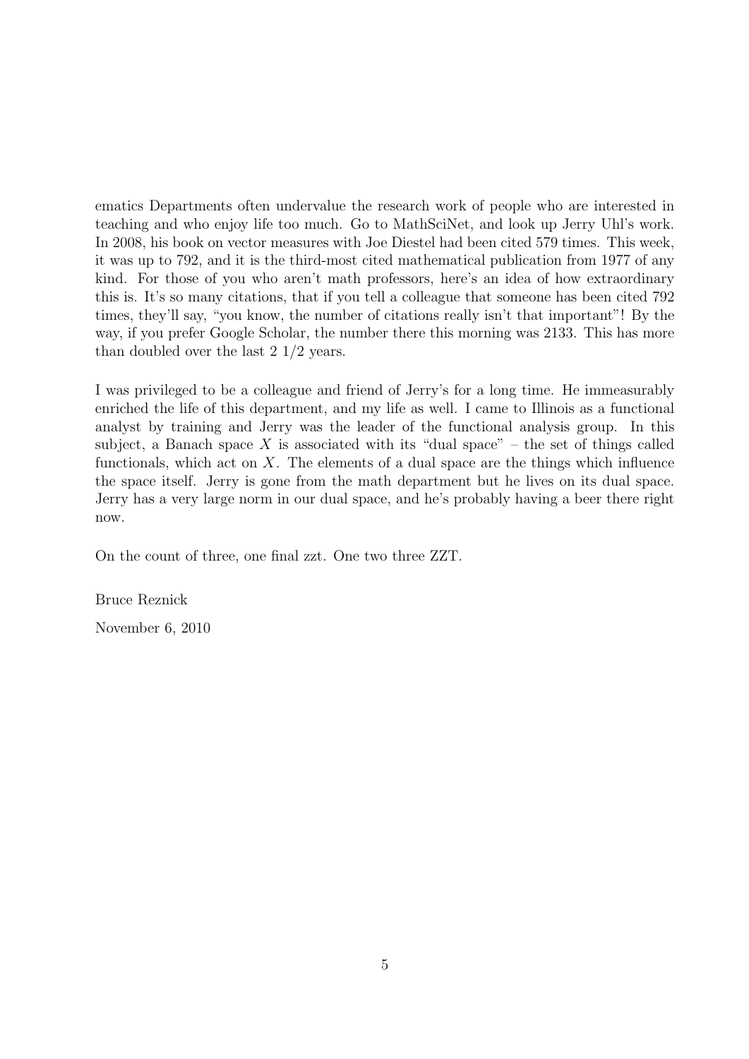ematics Departments often undervalue the research work of people who are interested in teaching and who enjoy life too much. Go to MathSciNet, and look up Jerry Uhl's work. In 2008, his book on vector measures with Joe Diestel had been cited 579 times. This week, it was up to 792, and it is the third-most cited mathematical publication from 1977 of any kind. For those of you who aren't math professors, here's an idea of how extraordinary this is. It's so many citations, that if you tell a colleague that someone has been cited 792 times, they'll say, "you know, the number of citations really isn't that important"! By the way, if you prefer Google Scholar, the number there this morning was 2133. This has more than doubled over the last 2 1/2 years.

I was privileged to be a colleague and friend of Jerry's for a long time. He immeasurably enriched the life of this department, and my life as well. I came to Illinois as a functional analyst by training and Jerry was the leader of the functional analysis group. In this subject, a Banach space $X$ is associated with its "dual space" – the set of things called functionals, which act on $X$. The elements of a dual space are the things which influence the space itself. Jerry is gone from the math department but he lives on its dual space. Jerry has a very large norm in our dual space, and he's probably having a beer there right now.

On the count of three, one final zzt. One two three ZZT.

Bruce Reznick

November 6, 2010